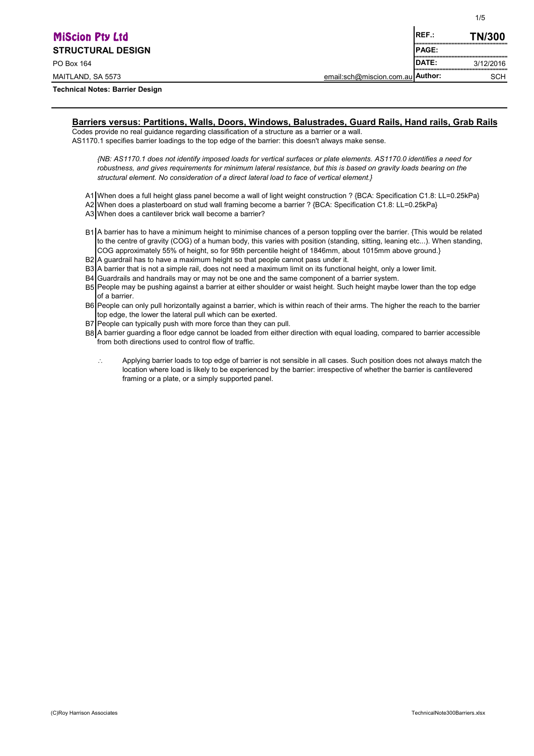**MiScion Pty Ltd**
**STRUCTURAL DESIGN**
PO Box 164
MAITLAND, SA 5573

| | |
|---|---|
| **REF.:** | **TN/300** |
| **PAGE:** | |
| **DATE:** | 3/12/2016 |
| **Author:** | SCH |

email:sch@miscion.com.au

**Technical Notes: Barrier Design**

## Barriers versus: Partitions, Walls, Doors, Windows, Balustrades, Guard Rails, Hand rails, Grab Rails

Codes provide no real guidance regarding classification of a structure as a barrier or a wall.
AS1170.1 specifies barrier loadings to the top edge of the barrier: this doesn't always make sense.

*{NB: AS1170.1 does not identify imposed loads for vertical surfaces or plate elements. AS1170.0 identifies a need for robustness, and gives requirements for minimum lateral resistance, but this is based on gravity loads bearing on the structural element. No consideration of a direct lateral load to face of vertical element.}*

- A1 When does a full height glass panel become a wall of light weight construction ? {BCA: Specification C1.8: LL=0.25kPa}
- A2 When does a plasterboard on stud wall framing become a barrier ? {BCA: Specification C1.8: LL=0.25kPa}
- A3 When does a cantilever brick wall become a barrier?

- B1 A barrier has to have a minimum height to minimise chances of a person toppling over the barrier. {This would be related to the centre of gravity (COG) of a human body, this varies with position (standing, sitting, leaning etc...). When standing, COG approximately 55% of height, so for 95th percentile height of 1846mm, about 1015mm above ground.}
- B2 A guardrail has to have a maximum height so that people cannot pass under it.
- B3 A barrier that is not a simple rail, does not need a maximum limit on its functional height, only a lower limit.
- B4 Guardrails and handrails may or may not be one and the same component of a barrier system.
- B5 People may be pushing against a barrier at either shoulder or waist height. Such height maybe lower than the top edge of a barrier.
- B6 People can only pull horizontally against a barrier, which is within reach of their arms. The higher the reach to the barrier top edge, the lower the lateral pull which can be exerted.
- B7 People can typically push with more force than they can pull.
- B8 A barrier guarding a floor edge cannot be loaded from either direction with equal loading, compared to barrier accessible from both directions used to control flow of traffic.

∴ Applying barrier loads to top edge of barrier is not sensible in all cases. Such position does not always match the location where load is likely to be experienced by the barrier: irrespective of whether the barrier is cantilevered framing or a plate, or a simply supported panel.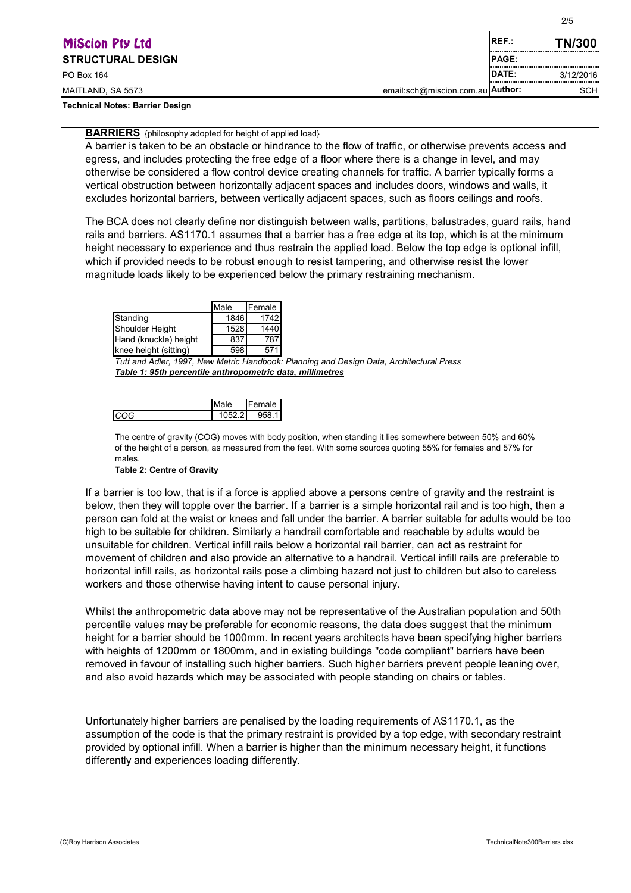**Technical Notes: Barrier Design**

## BARRIERS {philosophy adopted for height of applied load}

A barrier is taken to be an obstacle or hindrance to the flow of traffic, or otherwise prevents access and egress, and includes protecting the free edge of a floor where there is a change in level, and may otherwise be considered a flow control device creating channels for traffic. A barrier typically forms a vertical obstruction between horizontally adjacent spaces and includes doors, windows and walls, it excludes horizontal barriers, between vertically adjacent spaces, such as floors ceilings and roofs.

The BCA does not clearly define nor distinguish between walls, partitions, balustrades, guard rails, hand rails and barriers. AS1170.1 assumes that a barrier has a free edge at its top, which is at the minimum height necessary to experience and thus restrain the applied load. Below the top edge is optional infill, which if provided needs to be robust enough to resist tampering, and otherwise resist the lower magnitude loads likely to be experienced below the primary restraining mechanism.

| | Male | Female |
|---|---|---|
| Standing | 1846 | 1742 |
| Shoulder Height | 1528 | 1440 |
| Hand (knuckle) height | 837 | 787 |
| knee height (sitting) | 598 | 571 |

*Tutt and Adler, 1997, New Metric Handbook: Planning and Design Data, Architectural Press*

***Table 1: 95th percentile anthropometric data, millimetres***

| | Male | Female |
|---|---|---|
| *COG* | 1052.2 | 958.1 |

The centre of gravity (COG) moves with body position, when standing it lies somewhere between 50% and 60% of the height of a person, as measured from the feet. With some sources quoting 55% for females and 57% for males.

**Table 2: Centre of Gravity**

If a barrier is too low, that is if a force is applied above a persons centre of gravity and the restraint is below, then they will topple over the barrier. If a barrier is a simple horizontal rail and is too high, then a person can fold at the waist or knees and fall under the barrier. A barrier suitable for adults would be too high to be suitable for children. Similarly a handrail comfortable and reachable by adults would be unsuitable for children. Vertical infill rails below a horizontal rail barrier, can act as restraint for movement of children and also provide an alternative to a handrail. Vertical infill rails are preferable to horizontal infill rails, as horizontal rails pose a climbing hazard not just to children but also to careless workers and those otherwise having intent to cause personal injury.

Whilst the anthropometric data above may not be representative of the Australian population and 50th percentile values may be preferable for economic reasons, the data does suggest that the minimum height for a barrier should be 1000mm. In recent years architects have been specifying higher barriers with heights of 1200mm or 1800mm, and in existing buildings "code compliant" barriers have been removed in favour of installing such higher barriers. Such higher barriers prevent people leaning over, and also avoid hazards which may be associated with people standing on chairs or tables.

Unfortunately higher barriers are penalised by the loading requirements of AS1170.1, as the assumption of the code is that the primary restraint is provided by a top edge, with secondary restraint provided by optional infill. When a barrier is higher than the minimum necessary height, it functions differently and experiences loading differently.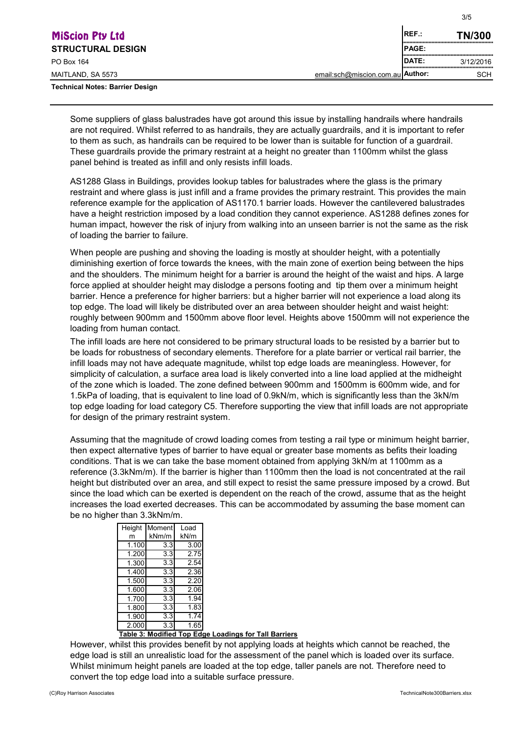Some suppliers of glass balustrades have got around this issue by installing handrails where handrails are not required. Whilst referred to as handrails, they are actually guardrails, and it is important to refer to them as such, as handrails can be required to be lower than is suitable for function of a guardrail. These guardrails provide the primary restraint at a height no greater than 1100mm whilst the glass panel behind is treated as infill and only resists infill loads.

AS1288 Glass in Buildings, provides lookup tables for balustrades where the glass is the primary restraint and where glass is just infill and a frame provides the primary restraint. This provides the main reference example for the application of AS1170.1 barrier loads. However the cantilevered balustrades have a height restriction imposed by a load condition they cannot experience. AS1288 defines zones for human impact, however the risk of injury from walking into an unseen barrier is not the same as the risk of loading the barrier to failure.

When people are pushing and shoving the loading is mostly at shoulder height, with a potentially diminishing exertion of force towards the knees, with the main zone of exertion being between the hips and the shoulders. The minimum height for a barrier is around the height of the waist and hips. A large force applied at shoulder height may dislodge a persons footing and tip them over a minimum height barrier. Hence a preference for higher barriers: but a higher barrier will not experience a load along its top edge. The load will likely be distributed over an area between shoulder height and waist height: roughly between 900mm and 1500mm above floor level. Heights above 1500mm will not experience the loading from human contact.

The infill loads are here not considered to be primary structural loads to be resisted by a barrier but to be loads for robustness of secondary elements. Therefore for a plate barrier or vertical rail barrier, the infill loads may not have adequate magnitude, whilst top edge loads are meaningless. However, for simplicity of calculation, a surface area load is likely converted into a line load applied at the midheight of the zone which is loaded. The zone defined between 900mm and 1500mm is 600mm wide, and for 1.5kPa of loading, that is equivalent to line load of 0.9kN/m, which is significantly less than the 3kN/m top edge loading for load category C5. Therefore supporting the view that infill loads are not appropriate for design of the primary restraint system.

Assuming that the magnitude of crowd loading comes from testing a rail type or minimum height barrier, then expect alternative types of barrier to have equal or greater base moments as befits their loading conditions. That is we can take the base moment obtained from applying 3kN/m at 1100mm as a reference (3.3kNm/m). If the barrier is higher than 1100mm then the load is not concentrated at the rail height but distributed over an area, and still expect to resist the same pressure imposed by a crowd. But since the load which can be exerted is dependent on the reach of the crowd, assume that as the height increases the load exerted decreases. This can be accommodated by assuming the base moment can be no higher than 3.3kNm/m.

| Height m | Moment kNm/m | Load kN/m |
|---|---|---|
| 1.100 | 3.3 | 3.00 |
| 1.200 | 3.3 | 2.75 |
| 1.300 | 3.3 | 2.54 |
| 1.400 | 3.3 | 2.36 |
| 1.500 | 3.3 | 2.20 |
| 1.600 | 3.3 | 2.06 |
| 1.700 | 3.3 | 1.94 |
| 1.800 | 3.3 | 1.83 |
| 1.900 | 3.3 | 1.74 |
| 2.000 | 3.3 | 1.65 |

**Table 3: Modified Top Edge Loadings for Tall Barriers**

However, whilst this provides benefit by not applying loads at heights which cannot be reached, the edge load is still an unrealistic load for the assessment of the panel which is loaded over its surface. Whilst minimum height panels are loaded at the top edge, taller panels are not. Therefore need to convert the top edge load into a suitable surface pressure.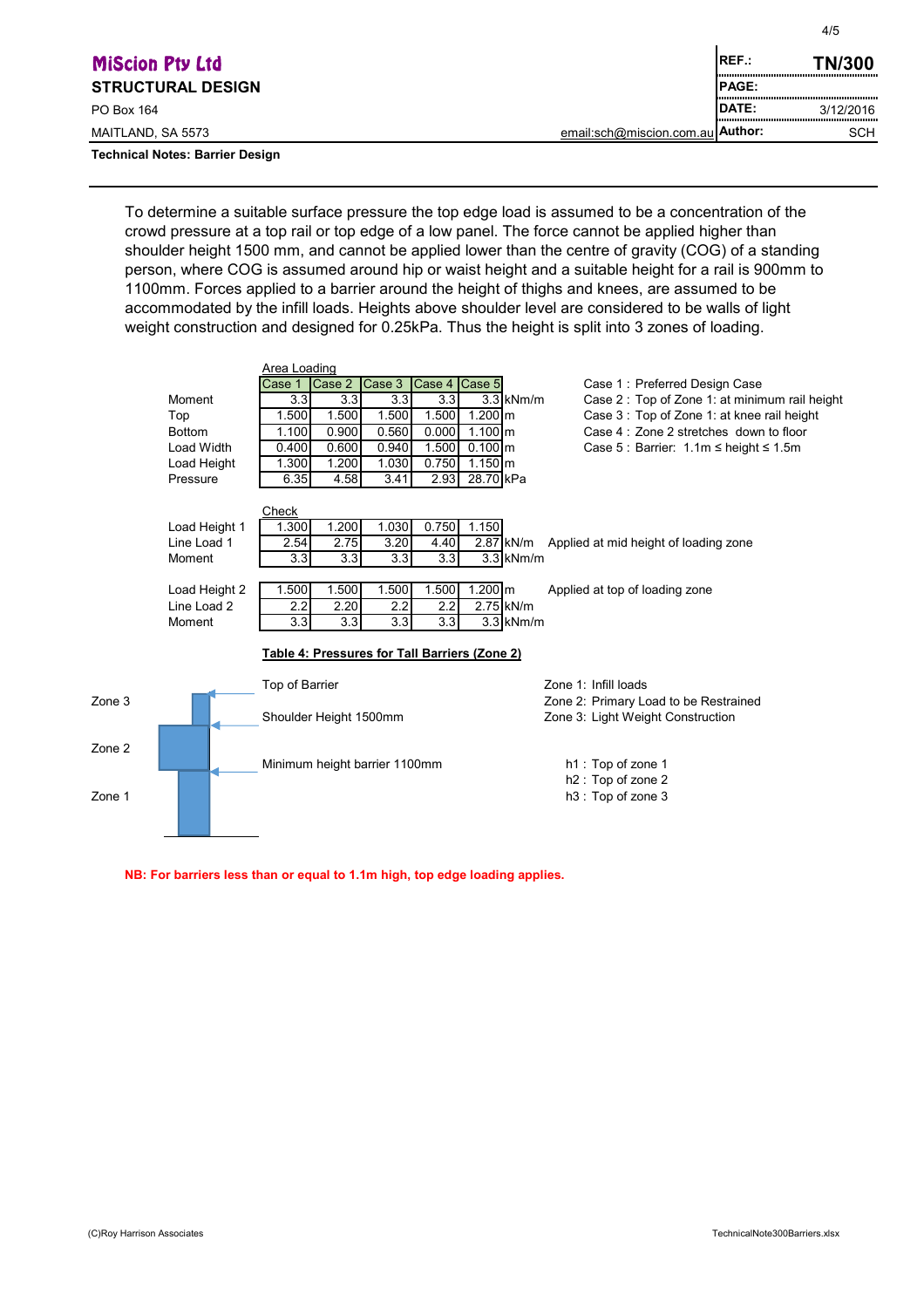**Technical Notes: Barrier Design**

To determine a suitable surface pressure the top edge load is assumed to be a concentration of the crowd pressure at a top rail or top edge of a low panel. The force cannot be applied higher than shoulder height 1500 mm, and cannot be applied lower than the centre of gravity (COG) of a standing person, where COG is assumed around hip or waist height and a suitable height for a rail is 900mm to 1100mm. Forces applied to a barrier around the height of thighs and knees, are assumed to be accommodated by the infill loads. Heights above shoulder level are considered to be walls of light weight construction and designed for 0.25kPa. Thus the height is split into 3 zones of loading.

Area Loading

| | Case 1 | Case 2 | Case 3 | Case 4 | Case 5 | |
|---|---|---|---|---|---|---|
| Moment | 3.3 | 3.3 | 3.3 | 3.3 | 3.3 | kNm/m |
| Top | 1.500 | 1.500 | 1.500 | 1.500 | 1.200 | m |
| Bottom | 1.100 | 0.900 | 0.560 | 0.000 | 1.100 | m |
| Load Width | 0.400 | 0.600 | 0.940 | 1.500 | 0.100 | m |
| Load Height | 1.300 | 1.200 | 1.030 | 0.750 | 1.150 | m |
| Pressure | 6.35 | 4.58 | 3.41 | 2.93 | 28.70 | kPa |

Case 1 : Preferred Design Case
Case 2 : Top of Zone 1: at minimum rail height
Case 3 : Top of Zone 1: at knee rail height
Case 4 : Zone 2 stretches down to floor
Case 5 : Barrier: 1.1m ≤ height ≤ 1.5m

Check

| | | | | | | | |
|---|---|---|---|---|---|---|---|
| Load Height 1 | 1.300 | 1.200 | 1.030 | 0.750 | 1.150 | | |
| Line Load 1 | 2.54 | 2.75 | 3.20 | 4.40 | 2.87 | kN/m | Applied at mid height of loading zone |
| Moment | 3.3 | 3.3 | 3.3 | 3.3 | 3.3 | kNm/m | |
| Load Height 2 | 1.500 | 1.500 | 1.500 | 1.500 | 1.200 | m | Applied at top of loading zone |
| Line Load 2 | 2.2 | 2.20 | 2.2 | 2.2 | 2.75 | kN/m | |
| Moment | 3.3 | 3.3 | 3.3 | 3.3 | 3.3 | kNm/m | |

**Table 4: Pressures for Tall Barriers (Zone 2)**

Zone 3 — Top of Barrier
Shoulder Height 1500mm
Zone 2
Minimum height barrier 1100mm
Zone 1

Zone 1: Infill loads
Zone 2: Primary Load to be Restrained
Zone 3: Light Weight Construction

h1 : Top of zone 1
h2 : Top of zone 2
h3 : Top of zone 3

**NB: For barriers less than or equal to 1.1m high, top edge loading applies.**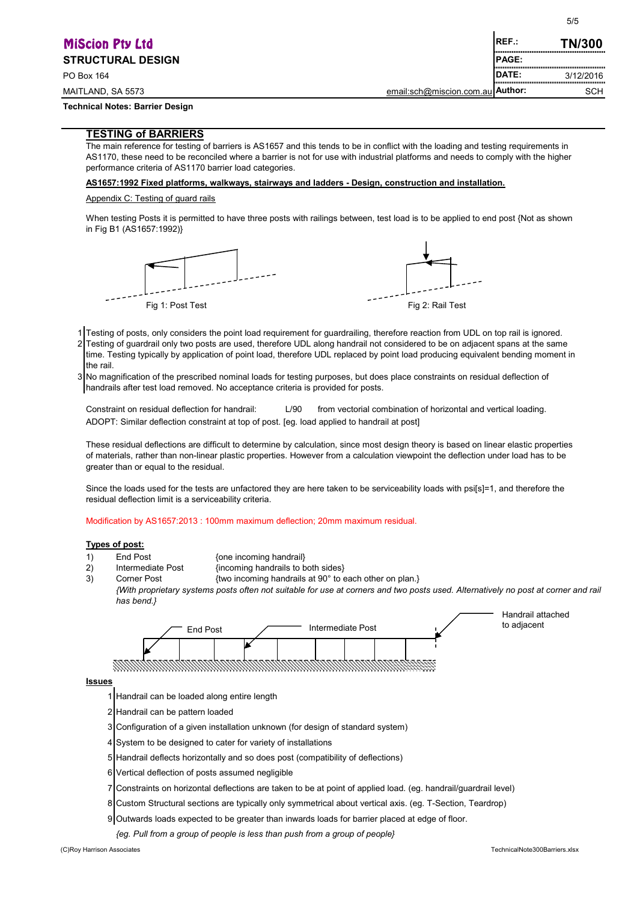## TESTING of BARRIERS

The main reference for testing of barriers is AS1657 and this tends to be in conflict with the loading and testing requirements in AS1170, these need to be reconciled where a barrier is not for use with industrial platforms and needs to comply with the higher performance criteria of AS1170 barrier load categories.

**AS1657:1992 Fixed platforms, walkways, stairways and ladders - Design, construction and installation.**

Appendix C: Testing of guard rails

When testing Posts it is permitted to have three posts with railings between, test load is to be applied to end post {Not as shown in Fig B1 (AS1657:1992)}

Fig 1: Post Test

Fig 2: Rail Test

1. Testing of posts, only considers the point load requirement for guardrailing, therefore reaction from UDL on top rail is ignored.
2. Testing of guardrail only two posts are used, therefore UDL along handrail not considered to be on adjacent spans at the same time. Testing typically by application of point load, therefore UDL replaced by point load producing equivalent bending moment in the rail.
3. No magnification of the prescribed nominal loads for testing purposes, but does place constraints on residual deflection of handrails after test load removed. No acceptance criteria is provided for posts.

Constraint on residual deflection for handrail: L/90 from vectorial combination of horizontal and vertical loading.
ADOPT: Similar deflection constraint at top of post. [eg. load applied to handrail at post]

These residual deflections are difficult to determine by calculation, since most design theory is based on linear elastic properties of materials, rather than non-linear plastic properties. However from a calculation viewpoint the deflection under load has to be greater than or equal to the residual.

Since the loads used for the tests are unfactored they are here taken to be serviceability loads with psi[s]=1, and therefore the residual deflection limit is a serviceability criteria.

Modification by AS1657:2013 : 100mm maximum deflection; 20mm maximum residual.

**Types of post:**

1) End Post {one incoming handrail}
2) Intermediate Post {incoming handrails to both sides}
3) Corner Post {two incoming handrails at 90° to each other on plan.}
   *{With proprietary systems posts often not suitable for use at corners and two posts used. Alternatively no post at corner and rail has bend.}*

End Post

Intermediate Post

Handrail attached to adjacent

**Issues**

1. Handrail can be loaded along entire length
2. Handrail can be pattern loaded
3. Configuration of a given installation unknown (for design of standard system)
4. System to be designed to cater for variety of installations
5. Handrail deflects horizontally and so does post (compatibility of deflections)
6. Vertical deflection of posts assumed negligible
7. Constraints on horizontal deflections are taken to be at point of applied load. (eg. handrail/guardrail level)
8. Custom Structural sections are typically only symmetrical about vertical axis. (eg. T-Section, Teardrop)
9. Outwards loads expected to be greater than inwards loads for barrier placed at edge of floor.
   *{eg. Pull from a group of people is less than push from a group of people}*